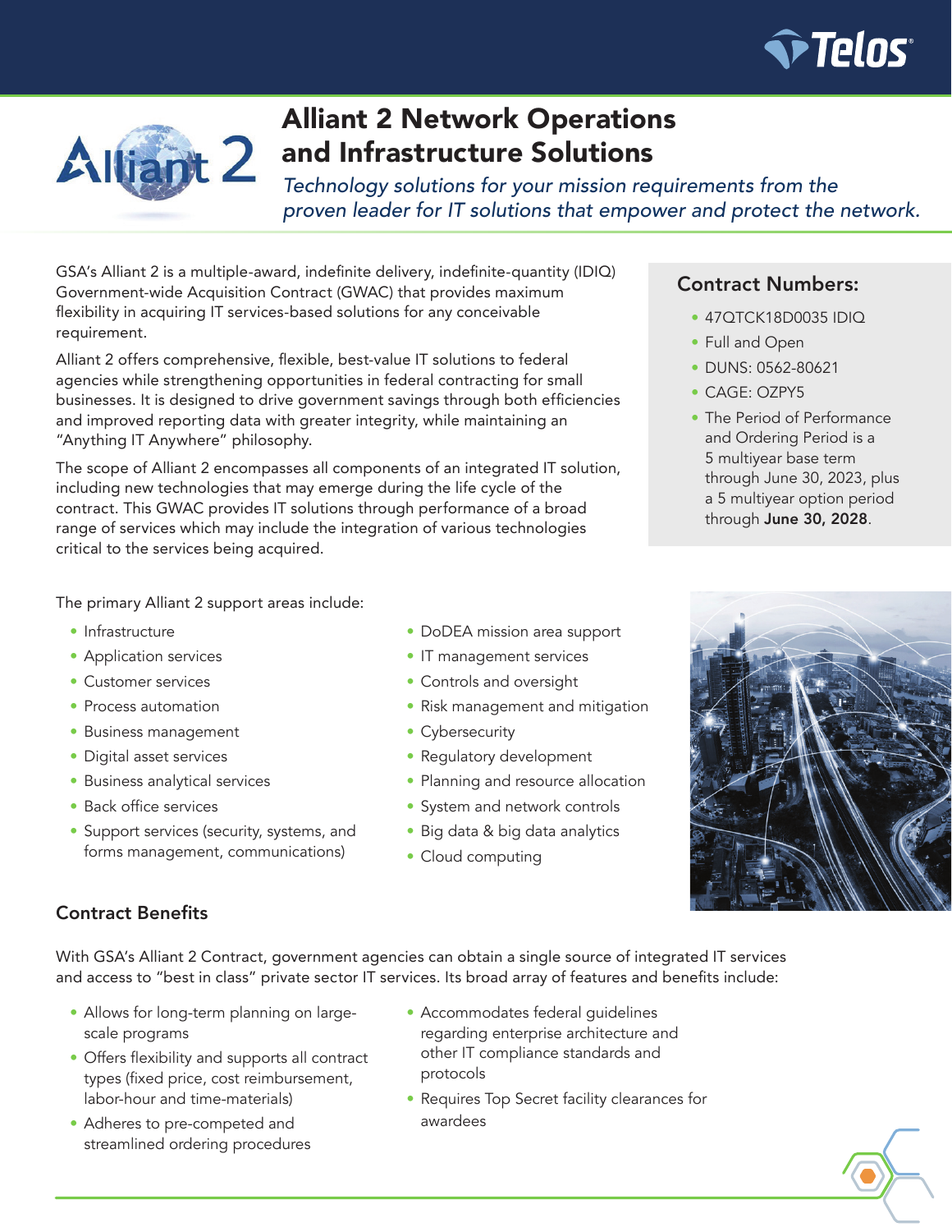# Alliant 2 Network Operations and Infrastructure Solutions

*Technology solutions for your mission requirements from the proven leader for IT solutions that empower and protect the network.*

GSA's Alliant 2 is a multiple-award, indefinite delivery, indefinite-quantity (IDIQ) Government-wide Acquisition Contract (GWAC) that provides maximum flexibility in acquiring IT services-based solutions for any conceivable requirement.

Alliant 2 offers comprehensive, flexible, best-value IT solutions to federal agencies while strengthening opportunities in federal contracting for small businesses. It is designed to drive government savings through both efficiencies and improved reporting data with greater integrity, while maintaining an "Anything IT Anywhere" philosophy.

The scope of Alliant 2 encompasses all components of an integrated IT solution, including new technologies that may emerge during the life cycle of the contract. This GWAC provides IT solutions through performance of a broad range of services which may include the integration of various technologies critical to the services being acquired.

## Contract Numbers:

- 47QTCK18D0035 IDIQ
- Full and Open
- DUNS: 0562-80621
- CAGE: OZPY5
- The Period of Performance and Ordering Period is a 5 multiyear base term through June 30, 2023, plus a 5 multiyear option period through **June 30, 2028**.

The primary Alliant 2 support areas include:

- Infrastructure
- Application services
- Customer services
- Process automation
- Business management
- Digital asset services
- Business analytical services
- Back office services
- Support services (security, systems, and forms management, communications)
- DoDEA mission area support
- IT management services
- Controls and oversight
- Risk management and mitigation
- Cybersecurity
- Regulatory development
- Planning and resource allocation
- System and network controls
- Big data & big data analytics
- Cloud computing

## Contract Benefits

With GSA's Alliant 2 Contract, government agencies can obtain a single source of integrated IT services and access to "best in class" private sector IT services. Its broad array of features and benefits include:

- Allows for long-term planning on large-scale programs
- Offers flexibility and supports all contract types (fixed price, cost reimbursement, labor-hour and time-materials)
- Adheres to pre-competed and streamlined ordering procedures
- Accommodates federal guidelines regarding enterprise architecture and other IT compliance standards and protocols
- Requires Top Secret facility clearances for awardees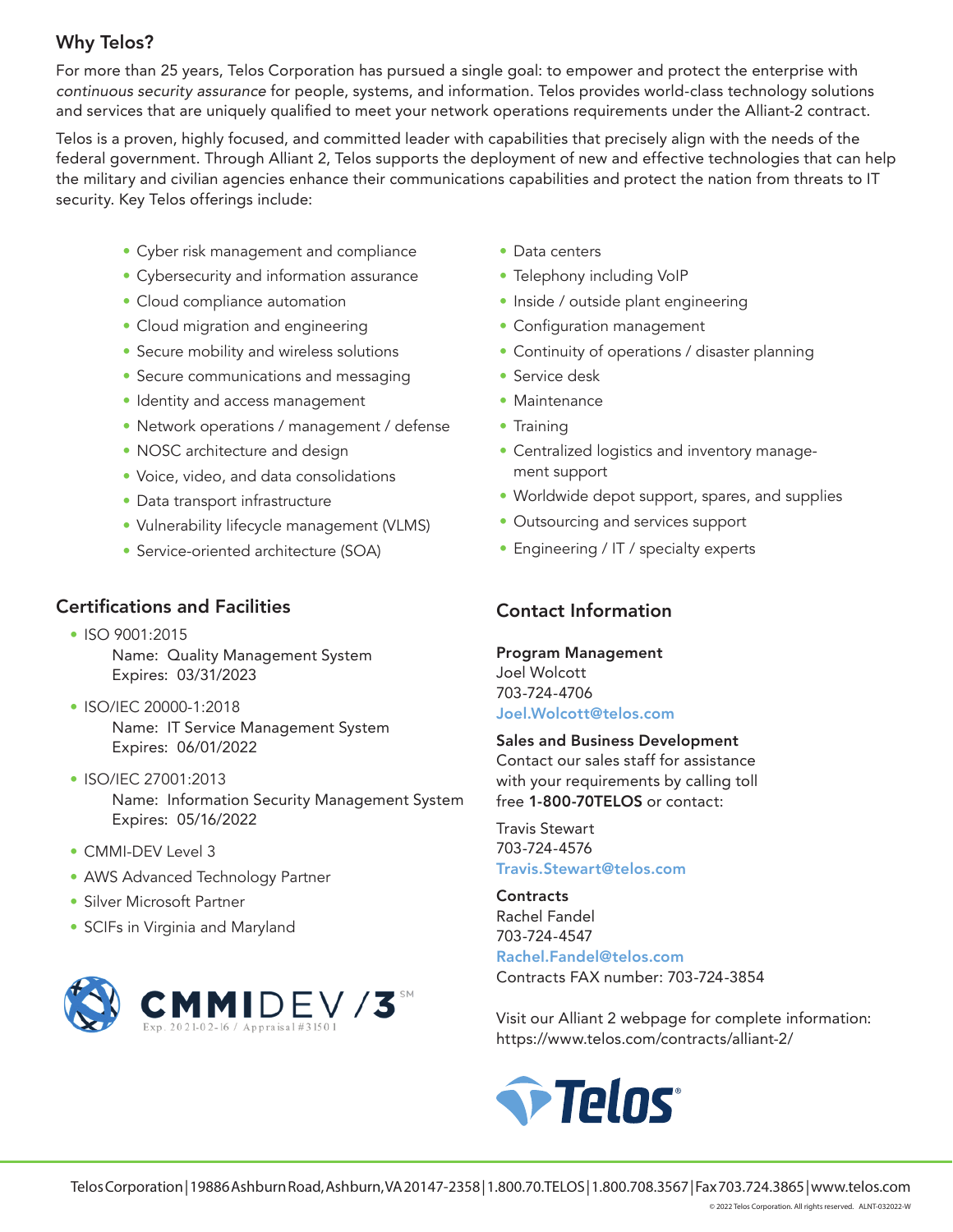## Why Telos?

For more than 25 years, Telos Corporation has pursued a single goal: to empower and protect the enterprise with *continuous security assurance* for people, systems, and information. Telos provides world-class technology solutions and services that are uniquely qualified to meet your network operations requirements under the Alliant-2 contract.

Telos is a proven, highly focused, and committed leader with capabilities that precisely align with the needs of the federal government. Through Alliant 2, Telos supports the deployment of new and effective technologies that can help the military and civilian agencies enhance their communications capabilities and protect the nation from threats to IT security. Key Telos offerings include:

- Cyber risk management and compliance
- Cybersecurity and information assurance
- Cloud compliance automation
- Cloud migration and engineering
- Secure mobility and wireless solutions
- Secure communications and messaging
- Identity and access management
- Network operations / management / defense
- NOSC architecture and design
- Voice, video, and data consolidations
- Data transport infrastructure
- Vulnerability lifecycle management (VLMS)
- Service-oriented architecture (SOA)
- Data centers
- Telephony including VoIP
- Inside / outside plant engineering
- Configuration management
- Continuity of operations / disaster planning
- Service desk
- Maintenance
- Training
- Centralized logistics and inventory management support
- Worldwide depot support, spares, and supplies
- Outsourcing and services support
- Engineering / IT / specialty experts

## Certifications and Facilities

- ISO 9001:2015
  Name: Quality Management System
  Expires: 03/31/2023
- ISO/IEC 20000-1:2018
  Name: IT Service Management System
  Expires: 06/01/2022
- ISO/IEC 27001:2013
  Name: Information Security Management System
  Expires: 05/16/2022
- CMMI-DEV Level 3
- AWS Advanced Technology Partner
- Silver Microsoft Partner
- SCIFs in Virginia and Maryland

CMMIDEV /3 SM
Exp. 2021-02-16 / Appraisal #31501

## Contact Information

**Program Management**
Joel Wolcott
703-724-4706
Joel.Wolcott@telos.com

**Sales and Business Development**
Contact our sales staff for assistance with your requirements by calling toll free **1-800-70TELOS** or contact:

Travis Stewart
703-724-4576
Travis.Stewart@telos.com

**Contracts**
Rachel Fandel
703-724-4547
Rachel.Fandel@telos.com
Contracts FAX number: 703-724-3854

Visit our Alliant 2 webpage for complete information:
https://www.telos.com/contracts/alliant-2/

Telos

Telos Corporation | 19886 Ashburn Road, Ashburn, VA 20147-2358 | 1.800.70.TELOS | 1.800.708.3567 | Fax 703.724.3865 | www.telos.com

© 2022 Telos Corporation. All rights reserved. ALNT-032022-W